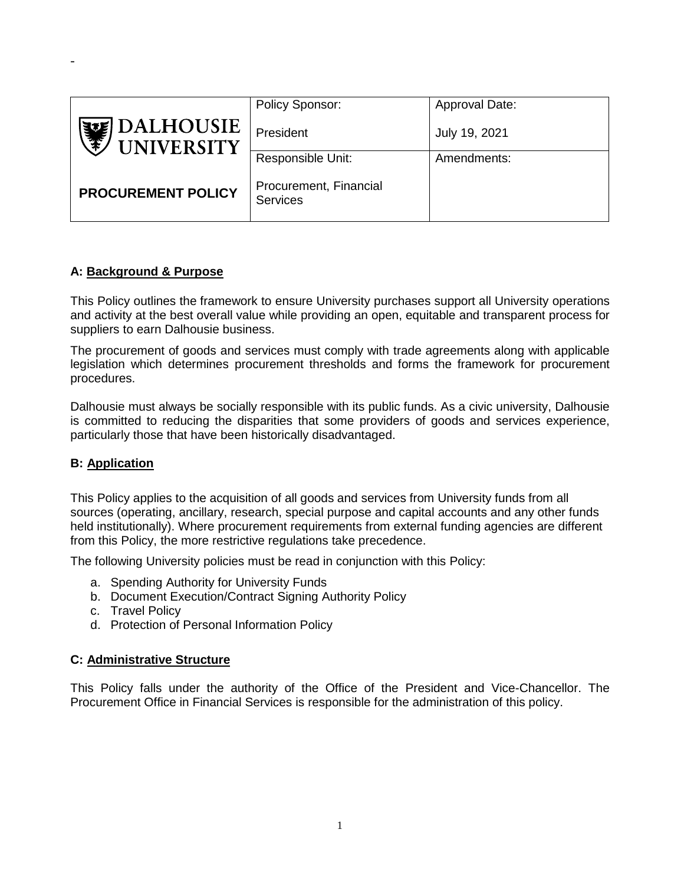-

| DALHOUSIE UNIVERSITY | Policy Sponsor:<br><br>President | Approval Date:<br><br>July 19, 2021 |
| --- | --- | --- |
| **PROCUREMENT POLICY** | Responsible Unit:<br><br>Procurement, Financial Services | Amendments: |

## A: Background & Purpose

This Policy outlines the framework to ensure University purchases support all University operations and activity at the best overall value while providing an open, equitable and transparent process for suppliers to earn Dalhousie business.

The procurement of goods and services must comply with trade agreements along with applicable legislation which determines procurement thresholds and forms the framework for procurement procedures.

Dalhousie must always be socially responsible with its public funds. As a civic university, Dalhousie is committed to reducing the disparities that some providers of goods and services experience, particularly those that have been historically disadvantaged.

## B: Application

This Policy applies to the acquisition of all goods and services from University funds from all sources (operating, ancillary, research, special purpose and capital accounts and any other funds held institutionally). Where procurement requirements from external funding agencies are different from this Policy, the more restrictive regulations take precedence.

The following University policies must be read in conjunction with this Policy:

a. Spending Authority for University Funds
b. Document Execution/Contract Signing Authority Policy
c. Travel Policy
d. Protection of Personal Information Policy

## C: Administrative Structure

This Policy falls under the authority of the Office of the President and Vice-Chancellor. The Procurement Office in Financial Services is responsible for the administration of this policy.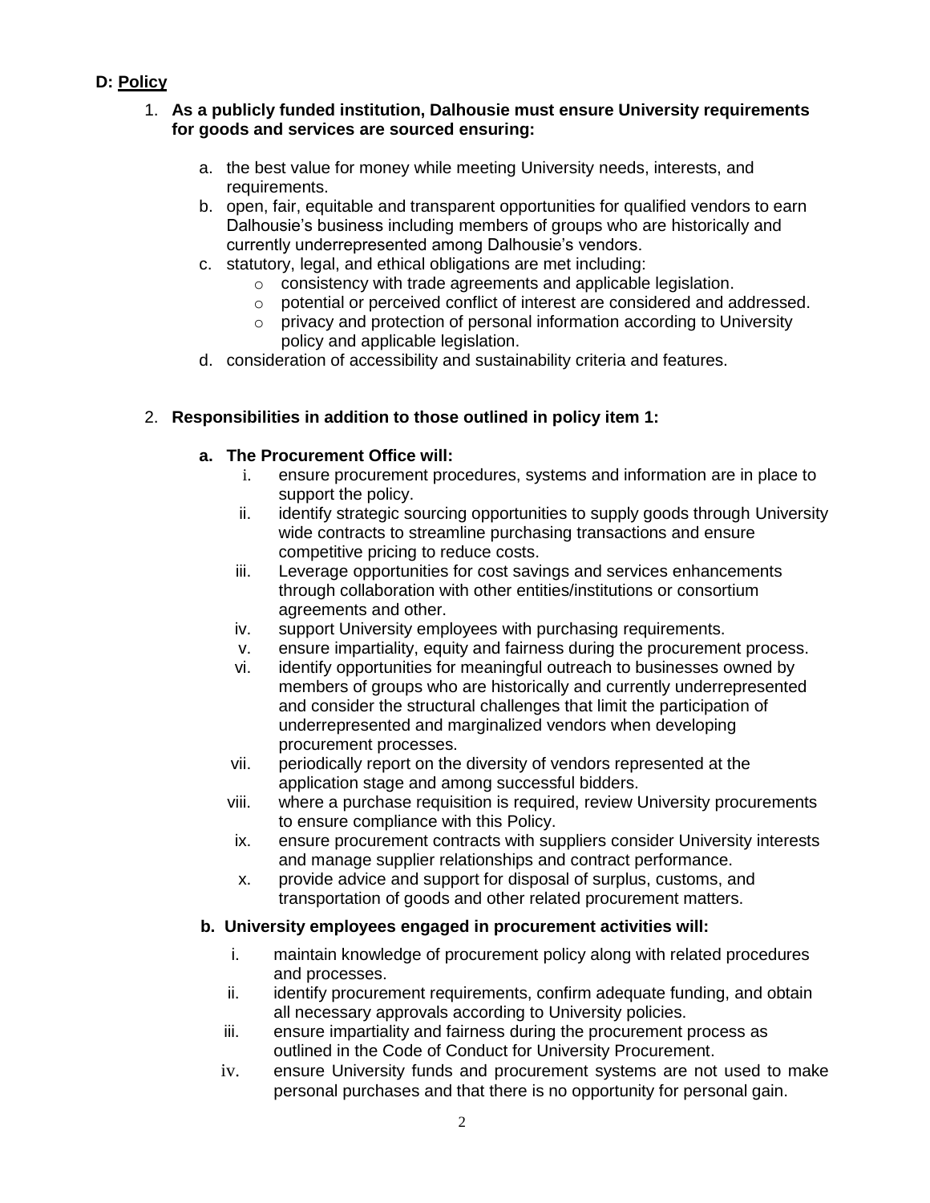## D: Policy

1. **As a publicly funded institution, Dalhousie must ensure University requirements for goods and services are sourced ensuring:**

    a. the best value for money while meeting University needs, interests, and requirements.
    b. open, fair, equitable and transparent opportunities for qualified vendors to earn Dalhousie's business including members of groups who are historically and currently underrepresented among Dalhousie's vendors.
    c. statutory, legal, and ethical obligations are met including:
        - consistency with trade agreements and applicable legislation.
        - potential or perceived conflict of interest are considered and addressed.
        - privacy and protection of personal information according to University policy and applicable legislation.
    d. consideration of accessibility and sustainability criteria and features.

2. **Responsibilities in addition to those outlined in policy item 1:**

    **a. The Procurement Office will:**

    i. ensure procurement procedures, systems and information are in place to support the policy.
    ii. identify strategic sourcing opportunities to supply goods through University wide contracts to streamline purchasing transactions and ensure competitive pricing to reduce costs.
    iii. Leverage opportunities for cost savings and services enhancements through collaboration with other entities/institutions or consortium agreements and other.
    iv. support University employees with purchasing requirements.
    v. ensure impartiality, equity and fairness during the procurement process.
    vi. identify opportunities for meaningful outreach to businesses owned by members of groups who are historically and currently underrepresented and consider the structural challenges that limit the participation of underrepresented and marginalized vendors when developing procurement processes.
    vii. periodically report on the diversity of vendors represented at the application stage and among successful bidders.
    viii. where a purchase requisition is required, review University procurements to ensure compliance with this Policy.
    ix. ensure procurement contracts with suppliers consider University interests and manage supplier relationships and contract performance.
    x. provide advice and support for disposal of surplus, customs, and transportation of goods and other related procurement matters.

    **b. University employees engaged in procurement activities will:**

    i. maintain knowledge of procurement policy along with related procedures and processes.
    ii. identify procurement requirements, confirm adequate funding, and obtain all necessary approvals according to University policies.
    iii. ensure impartiality and fairness during the procurement process as outlined in the Code of Conduct for University Procurement.
    iv. ensure University funds and procurement systems are not used to make personal purchases and that there is no opportunity for personal gain.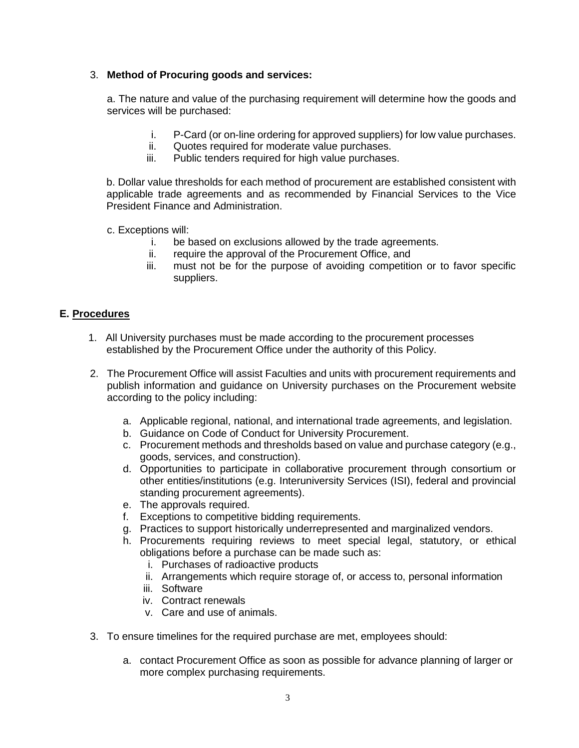3. **Method of Procuring goods and services:**

   a. The nature and value of the purchasing requirement will determine how the goods and services will be purchased:

      i. P-Card (or on-line ordering for approved suppliers) for low value purchases.
      ii. Quotes required for moderate value purchases.
      iii. Public tenders required for high value purchases.

   b. Dollar value thresholds for each method of procurement are established consistent with applicable trade agreements and as recommended by Financial Services to the Vice President Finance and Administration.

   c. Exceptions will:

      i. be based on exclusions allowed by the trade agreements.
      ii. require the approval of the Procurement Office, and
      iii. must not be for the purpose of avoiding competition or to favor specific suppliers.

## E. Procedures

1. All University purchases must be made according to the procurement processes established by the Procurement Office under the authority of this Policy.

2. The Procurement Office will assist Faculties and units with procurement requirements and publish information and guidance on University purchases on the Procurement website according to the policy including:

   a. Applicable regional, national, and international trade agreements, and legislation.
   b. Guidance on Code of Conduct for University Procurement.
   c. Procurement methods and thresholds based on value and purchase category (e.g., goods, services, and construction).
   d. Opportunities to participate in collaborative procurement through consortium or other entities/institutions (e.g. Interuniversity Services (ISI), federal and provincial standing procurement agreements).
   e. The approvals required.
   f. Exceptions to competitive bidding requirements.
   g. Practices to support historically underrepresented and marginalized vendors.
   h. Procurements requiring reviews to meet special legal, statutory, or ethical obligations before a purchase can be made such as:
      i. Purchases of radioactive products
      ii. Arrangements which require storage of, or access to, personal information
      iii. Software
      iv. Contract renewals
      v. Care and use of animals.

3. To ensure timelines for the required purchase are met, employees should:

   a. contact Procurement Office as soon as possible for advance planning of larger or more complex purchasing requirements.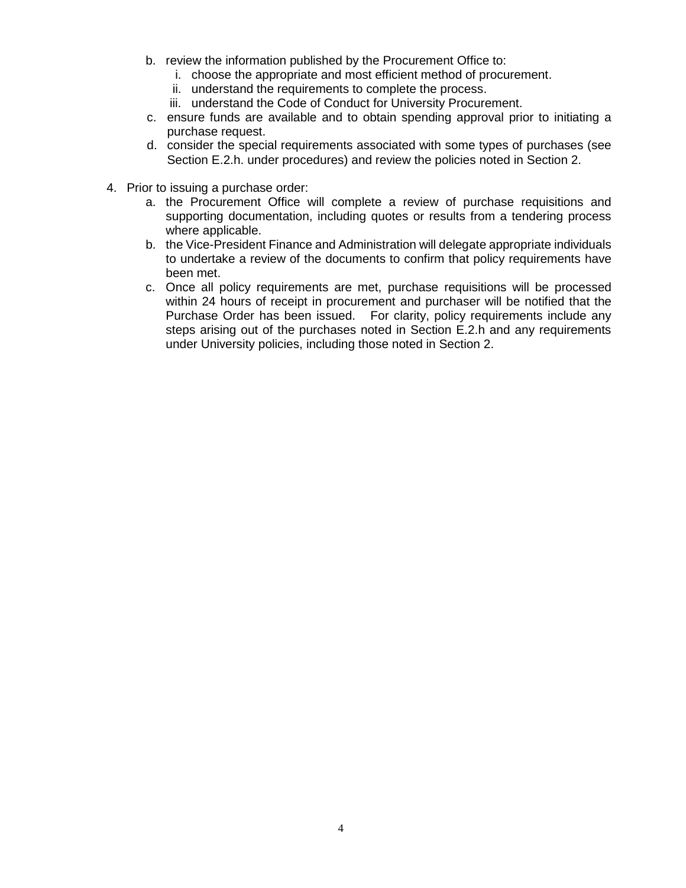b. review the information published by the Procurement Office to:
      i. choose the appropriate and most efficient method of procurement.
      ii. understand the requirements to complete the process.
      iii. understand the Code of Conduct for University Procurement.
   c. ensure funds are available and to obtain spending approval prior to initiating a purchase request.
   d. consider the special requirements associated with some types of purchases (see Section E.2.h. under procedures) and review the policies noted in Section 2.

4. Prior to issuing a purchase order:
   a. the Procurement Office will complete a review of purchase requisitions and supporting documentation, including quotes or results from a tendering process where applicable.
   b. the Vice-President Finance and Administration will delegate appropriate individuals to undertake a review of the documents to confirm that policy requirements have been met.
   c. Once all policy requirements are met, purchase requisitions will be processed within 24 hours of receipt in procurement and purchaser will be notified that the Purchase Order has been issued. For clarity, policy requirements include any steps arising out of the purchases noted in Section E.2.h and any requirements under University policies, including those noted in Section 2.